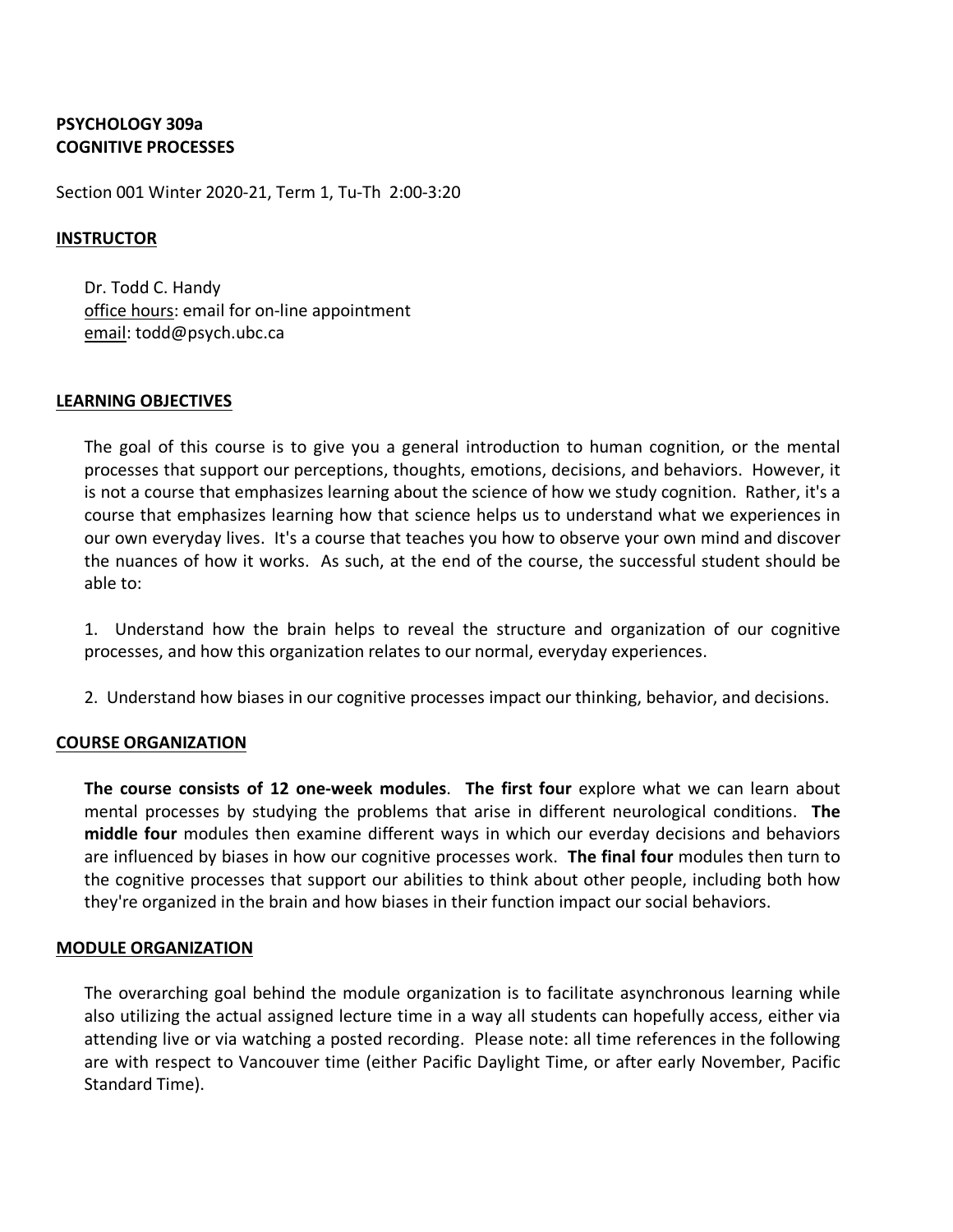**PSYCHOLOGY 309a**
**COGNITIVE PROCESSES**

Section 001 Winter 2020-21, Term 1, Tu-Th 2:00-3:20

## INSTRUCTOR

Dr. Todd C. Handy
office hours: email for on-line appointment
email: todd@psych.ubc.ca

## LEARNING OBJECTIVES

The goal of this course is to give you a general introduction to human cognition, or the mental processes that support our perceptions, thoughts, emotions, decisions, and behaviors. However, it is not a course that emphasizes learning about the science of how we study cognition. Rather, it's a course that emphasizes learning how that science helps us to understand what we experiences in our own everyday lives. It's a course that teaches you how to observe your own mind and discover the nuances of how it works. As such, at the end of the course, the successful student should be able to:

1. Understand how the brain helps to reveal the structure and organization of our cognitive processes, and how this organization relates to our normal, everyday experiences.

2. Understand how biases in our cognitive processes impact our thinking, behavior, and decisions.

## COURSE ORGANIZATION

**The course consists of 12 one-week modules**. **The first four** explore what we can learn about mental processes by studying the problems that arise in different neurological conditions. **The middle four** modules then examine different ways in which our everday decisions and behaviors are influenced by biases in how our cognitive processes work. **The final four** modules then turn to the cognitive processes that support our abilities to think about other people, including both how they're organized in the brain and how biases in their function impact our social behaviors.

## MODULE ORGANIZATION

The overarching goal behind the module organization is to facilitate asynchronous learning while also utilizing the actual assigned lecture time in a way all students can hopefully access, either via attending live or via watching a posted recording. Please note: all time references in the following are with respect to Vancouver time (either Pacific Daylight Time, or after early November, Pacific Standard Time).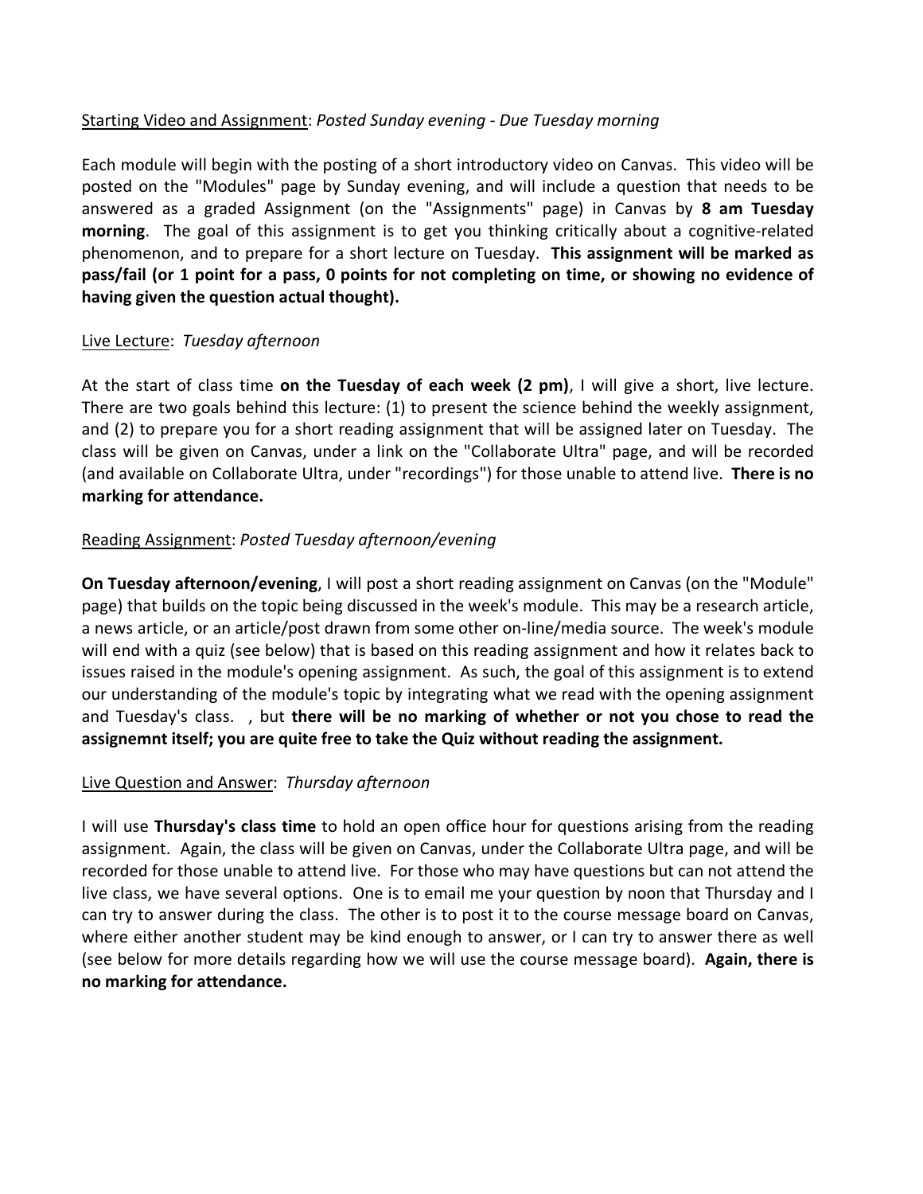Starting Video and Assignment: *Posted Sunday evening - Due Tuesday morning*

Each module will begin with the posting of a short introductory video on Canvas. This video will be posted on the "Modules" page by Sunday evening, and will include a question that needs to be answered as a graded Assignment (on the "Assignments" page) in Canvas by **8 am Tuesday morning**. The goal of this assignment is to get you thinking critically about a cognitive-related phenomenon, and to prepare for a short lecture on Tuesday. **This assignment will be marked as pass/fail (or 1 point for a pass, 0 points for not completing on time, or showing no evidence of having given the question actual thought).**

Live Lecture: *Tuesday afternoon*

At the start of class time **on the Tuesday of each week (2 pm)**, I will give a short, live lecture. There are two goals behind this lecture: (1) to present the science behind the weekly assignment, and (2) to prepare you for a short reading assignment that will be assigned later on Tuesday. The class will be given on Canvas, under a link on the "Collaborate Ultra" page, and will be recorded (and available on Collaborate Ultra, under "recordings") for those unable to attend live. **There is no marking for attendance.**

Reading Assignment: *Posted Tuesday afternoon/evening*

**On Tuesday afternoon/evening**, I will post a short reading assignment on Canvas (on the "Module" page) that builds on the topic being discussed in the week's module. This may be a research article, a news article, or an article/post drawn from some other on-line/media source. The week's module will end with a quiz (see below) that is based on this reading assignment and how it relates back to issues raised in the module's opening assignment. As such, the goal of this assignment is to extend our understanding of the module's topic by integrating what we read with the opening assignment and Tuesday's class. , but **there will be no marking of whether or not you chose to read the assignemnt itself; you are quite free to take the Quiz without reading the assignment.**

Live Question and Answer: *Thursday afternoon*

I will use **Thursday's class time** to hold an open office hour for questions arising from the reading assignment. Again, the class will be given on Canvas, under the Collaborate Ultra page, and will be recorded for those unable to attend live. For those who may have questions but can not attend the live class, we have several options. One is to email me your question by noon that Thursday and I can try to answer during the class. The other is to post it to the course message board on Canvas, where either another student may be kind enough to answer, or I can try to answer there as well (see below for more details regarding how we will use the course message board). **Again, there is no marking for attendance.**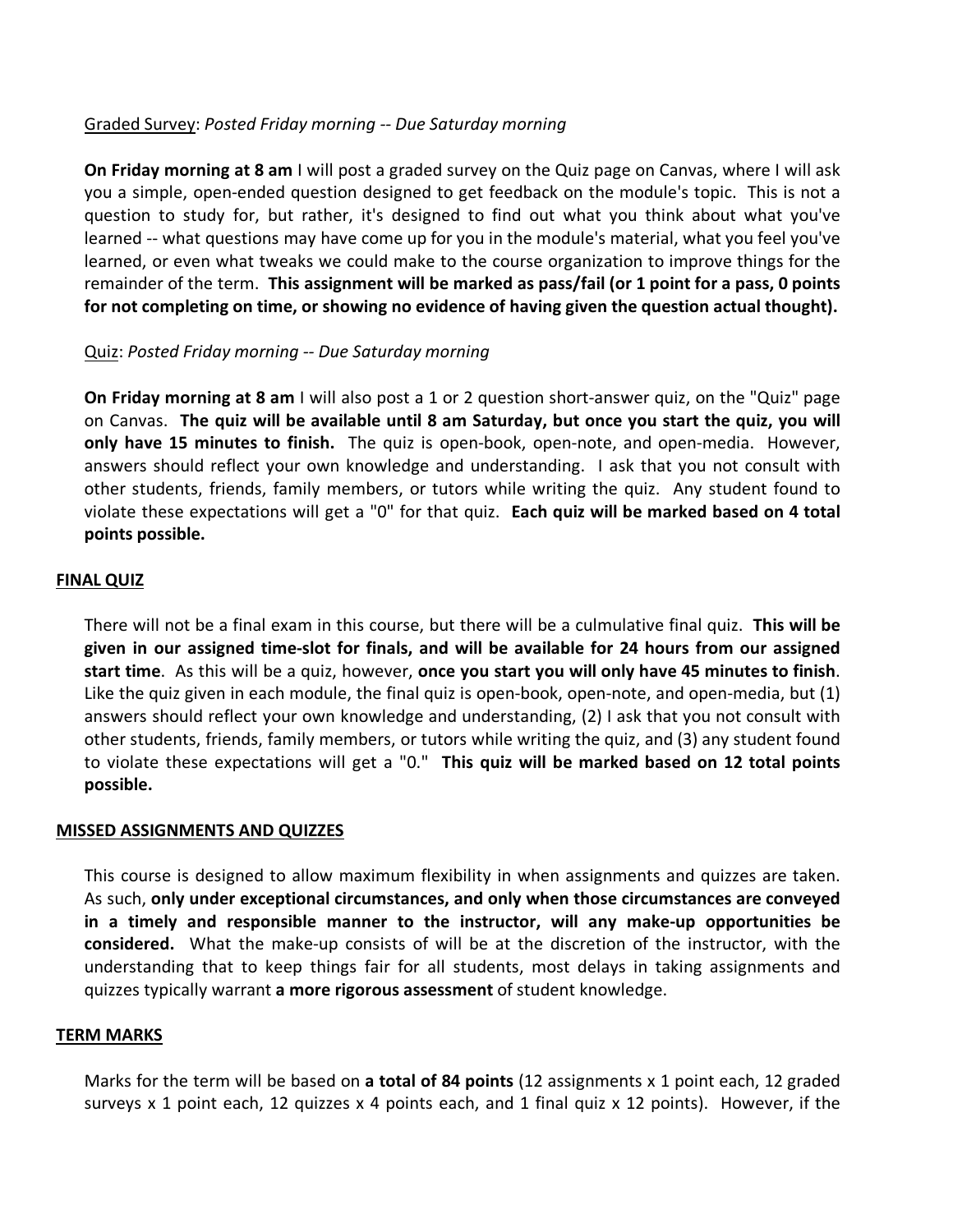<u>Graded Survey</u>: *Posted Friday morning -- Due Saturday morning*

**On Friday morning at 8 am** I will post a graded survey on the Quiz page on Canvas, where I will ask you a simple, open-ended question designed to get feedback on the module's topic. This is not a question to study for, but rather, it's designed to find out what you think about what you've learned -- what questions may have come up for you in the module's material, what you feel you've learned, or even what tweaks we could make to the course organization to improve things for the remainder of the term. **This assignment will be marked as pass/fail (or 1 point for a pass, 0 points for not completing on time, or showing no evidence of having given the question actual thought).**

<u>Quiz</u>: *Posted Friday morning -- Due Saturday morning*

**On Friday morning at 8 am** I will also post a 1 or 2 question short-answer quiz, on the "Quiz" page on Canvas. **The quiz will be available until 8 am Saturday, but once you start the quiz, you will only have 15 minutes to finish.** The quiz is open-book, open-note, and open-media. However, answers should reflect your own knowledge and understanding. I ask that you not consult with other students, friends, family members, or tutors while writing the quiz. Any student found to violate these expectations will get a "0" for that quiz. **Each quiz will be marked based on 4 total points possible.**

## FINAL QUIZ

There will not be a final exam in this course, but there will be a culmulative final quiz. **This will be given in our assigned time-slot for finals, and will be available for 24 hours from our assigned start time**. As this will be a quiz, however, **once you start you will only have 45 minutes to finish**. Like the quiz given in each module, the final quiz is open-book, open-note, and open-media, but (1) answers should reflect your own knowledge and understanding, (2) I ask that you not consult with other students, friends, family members, or tutors while writing the quiz, and (3) any student found to violate these expectations will get a "0." **This quiz will be marked based on 12 total points possible.**

## MISSED ASSIGNMENTS AND QUIZZES

This course is designed to allow maximum flexibility in when assignments and quizzes are taken. As such, **only under exceptional circumstances, and only when those circumstances are conveyed in a timely and responsible manner to the instructor, will any make-up opportunities be considered.** What the make-up consists of will be at the discretion of the instructor, with the understanding that to keep things fair for all students, most delays in taking assignments and quizzes typically warrant **a more rigorous assessment** of student knowledge.

## TERM MARKS

Marks for the term will be based on **a total of 84 points** (12 assignments x 1 point each, 12 graded surveys x 1 point each, 12 quizzes x 4 points each, and 1 final quiz x 12 points). However, if the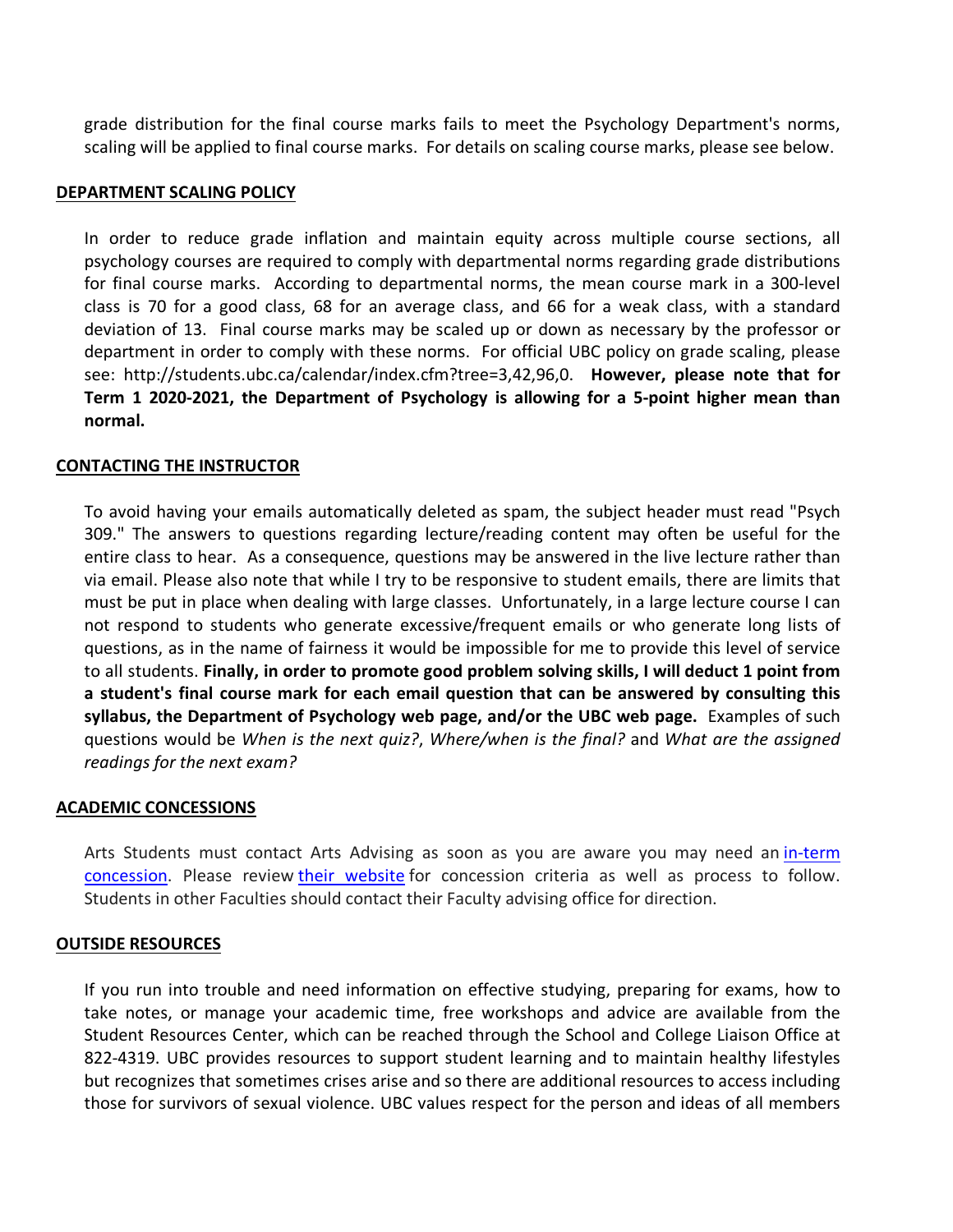grade distribution for the final course marks fails to meet the Psychology Department's norms, scaling will be applied to final course marks. For details on scaling course marks, please see below.

## DEPARTMENT SCALING POLICY

In order to reduce grade inflation and maintain equity across multiple course sections, all psychology courses are required to comply with departmental norms regarding grade distributions for final course marks. According to departmental norms, the mean course mark in a 300-level class is 70 for a good class, 68 for an average class, and 66 for a weak class, with a standard deviation of 13. Final course marks may be scaled up or down as necessary by the professor or department in order to comply with these norms. For official UBC policy on grade scaling, please see: http://students.ubc.ca/calendar/index.cfm?tree=3,42,96,0. **However, please note that for Term 1 2020-2021, the Department of Psychology is allowing for a 5-point higher mean than normal.**

## CONTACTING THE INSTRUCTOR

To avoid having your emails automatically deleted as spam, the subject header must read "Psych 309." The answers to questions regarding lecture/reading content may often be useful for the entire class to hear. As a consequence, questions may be answered in the live lecture rather than via email. Please also note that while I try to be responsive to student emails, there are limits that must be put in place when dealing with large classes. Unfortunately, in a large lecture course I can not respond to students who generate excessive/frequent emails or who generate long lists of questions, as in the name of fairness it would be impossible for me to provide this level of service to all students. **Finally, in order to promote good problem solving skills, I will deduct 1 point from a student's final course mark for each email question that can be answered by consulting this syllabus, the Department of Psychology web page, and/or the UBC web page.** Examples of such questions would be *When is the next quiz?*, *Where/when is the final?* and *What are the assigned readings for the next exam?*

## ACADEMIC CONCESSIONS

Arts Students must contact Arts Advising as soon as you are aware you may need an in-term concession. Please review their website for concession criteria as well as process to follow. Students in other Faculties should contact their Faculty advising office for direction.

## OUTSIDE RESOURCES

If you run into trouble and need information on effective studying, preparing for exams, how to take notes, or manage your academic time, free workshops and advice are available from the Student Resources Center, which can be reached through the School and College Liaison Office at 822-4319. UBC provides resources to support student learning and to maintain healthy lifestyles but recognizes that sometimes crises arise and so there are additional resources to access including those for survivors of sexual violence. UBC values respect for the person and ideas of all members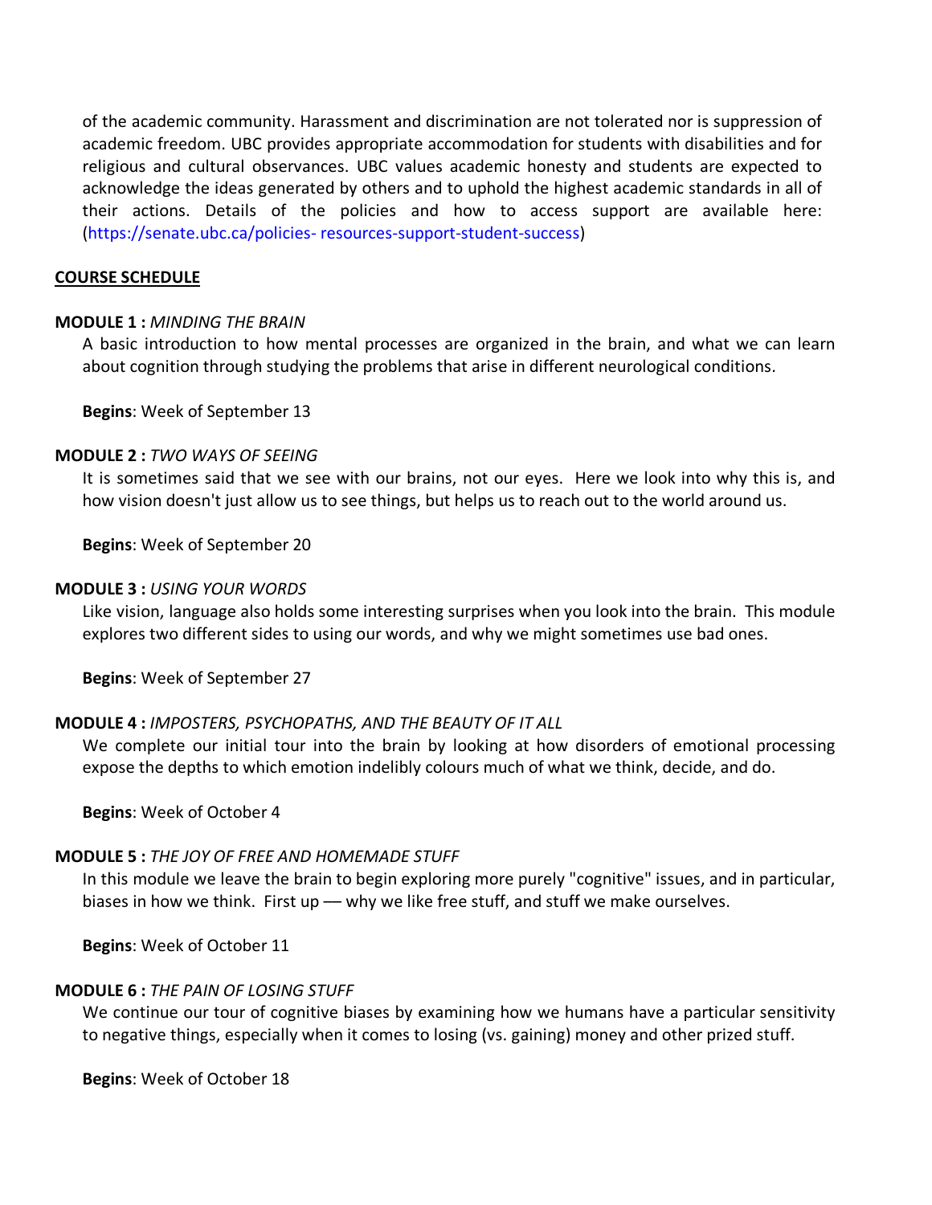of the academic community. Harassment and discrimination are not tolerated nor is suppression of academic freedom. UBC provides appropriate accommodation for students with disabilities and for religious and cultural observances. UBC values academic honesty and students are expected to acknowledge the ideas generated by others and to uphold the highest academic standards in all of their actions. Details of the policies and how to access support are available here: (https://senate.ubc.ca/policies- resources-support-student-success)

## COURSE SCHEDULE

**MODULE 1 :** *MINDING THE BRAIN*

A basic introduction to how mental processes are organized in the brain, and what we can learn about cognition through studying the problems that arise in different neurological conditions.

**Begins**: Week of September 13

**MODULE 2 :** *TWO WAYS OF SEEING*

It is sometimes said that we see with our brains, not our eyes. Here we look into why this is, and how vision doesn't just allow us to see things, but helps us to reach out to the world around us.

**Begins**: Week of September 20

**MODULE 3 :** *USING YOUR WORDS*

Like vision, language also holds some interesting surprises when you look into the brain. This module explores two different sides to using our words, and why we might sometimes use bad ones.

**Begins**: Week of September 27

**MODULE 4 :** *IMPOSTERS, PSYCHOPATHS, AND THE BEAUTY OF IT ALL*

We complete our initial tour into the brain by looking at how disorders of emotional processing expose the depths to which emotion indelibly colours much of what we think, decide, and do.

**Begins**: Week of October 4

**MODULE 5 :** *THE JOY OF FREE AND HOMEMADE STUFF*

In this module we leave the brain to begin exploring more purely "cognitive" issues, and in particular, biases in how we think. First up — why we like free stuff, and stuff we make ourselves.

**Begins**: Week of October 11

**MODULE 6 :** *THE PAIN OF LOSING STUFF*

We continue our tour of cognitive biases by examining how we humans have a particular sensitivity to negative things, especially when it comes to losing (vs. gaining) money and other prized stuff.

**Begins**: Week of October 18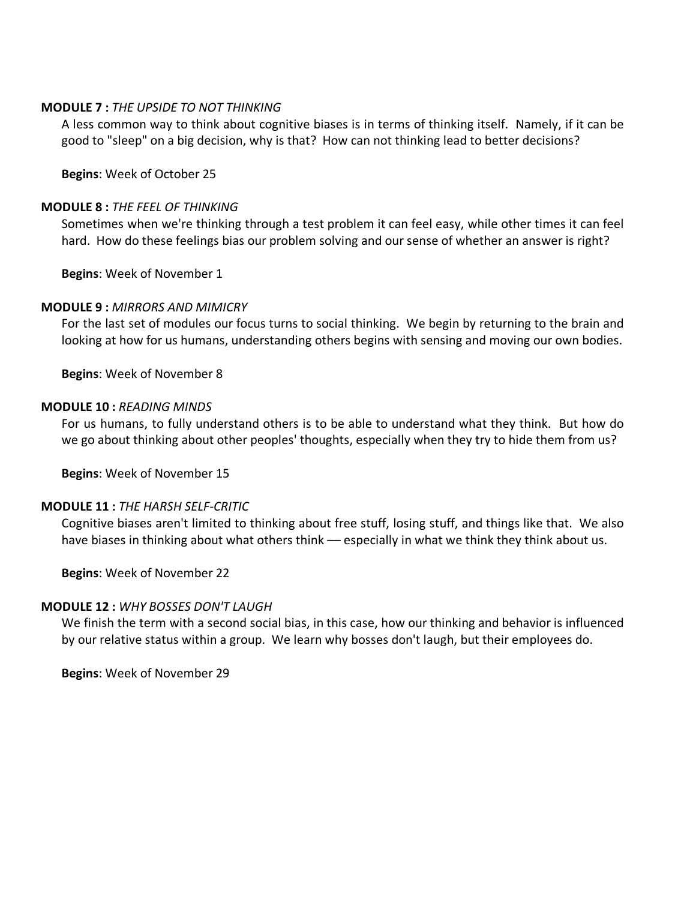**MODULE 7 :** *THE UPSIDE TO NOT THINKING*

A less common way to think about cognitive biases is in terms of thinking itself. Namely, if it can be good to "sleep" on a big decision, why is that? How can not thinking lead to better decisions?

**Begins**: Week of October 25

**MODULE 8 :** *THE FEEL OF THINKING*

Sometimes when we're thinking through a test problem it can feel easy, while other times it can feel hard. How do these feelings bias our problem solving and our sense of whether an answer is right?

**Begins**: Week of November 1

**MODULE 9 :** *MIRRORS AND MIMICRY*

For the last set of modules our focus turns to social thinking. We begin by returning to the brain and looking at how for us humans, understanding others begins with sensing and moving our own bodies.

**Begins**: Week of November 8

**MODULE 10 :** *READING MINDS*

For us humans, to fully understand others is to be able to understand what they think. But how do we go about thinking about other peoples' thoughts, especially when they try to hide them from us?

**Begins**: Week of November 15

**MODULE 11 :** *THE HARSH SELF-CRITIC*

Cognitive biases aren't limited to thinking about free stuff, losing stuff, and things like that. We also have biases in thinking about what others think — especially in what we think they think about us.

**Begins**: Week of November 22

**MODULE 12 :** *WHY BOSSES DON'T LAUGH*

We finish the term with a second social bias, in this case, how our thinking and behavior is influenced by our relative status within a group. We learn why bosses don't laugh, but their employees do.

**Begins**: Week of November 29